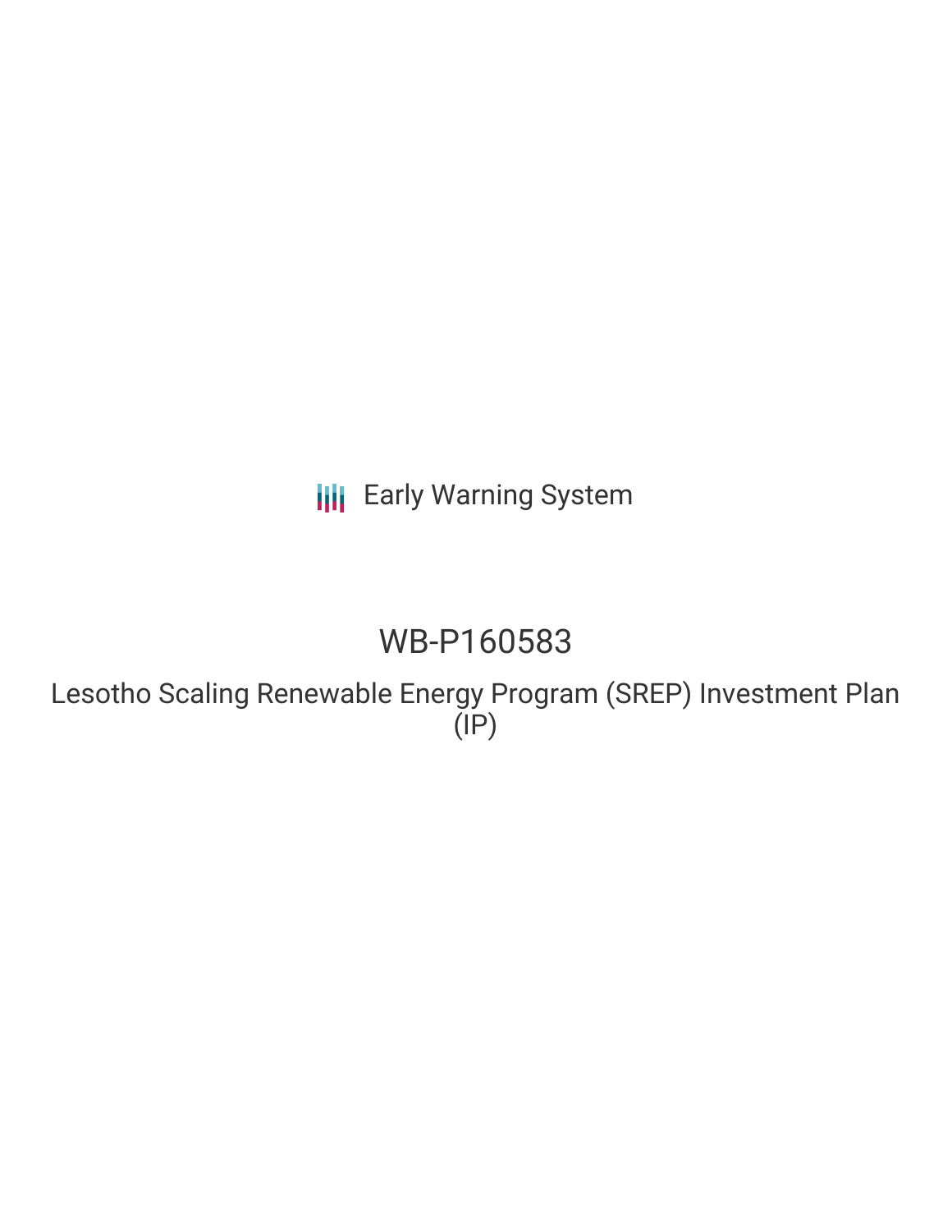Early Warning System

# WB-P160583

## Lesotho Scaling Renewable Energy Program (SREP) Investment Plan (IP)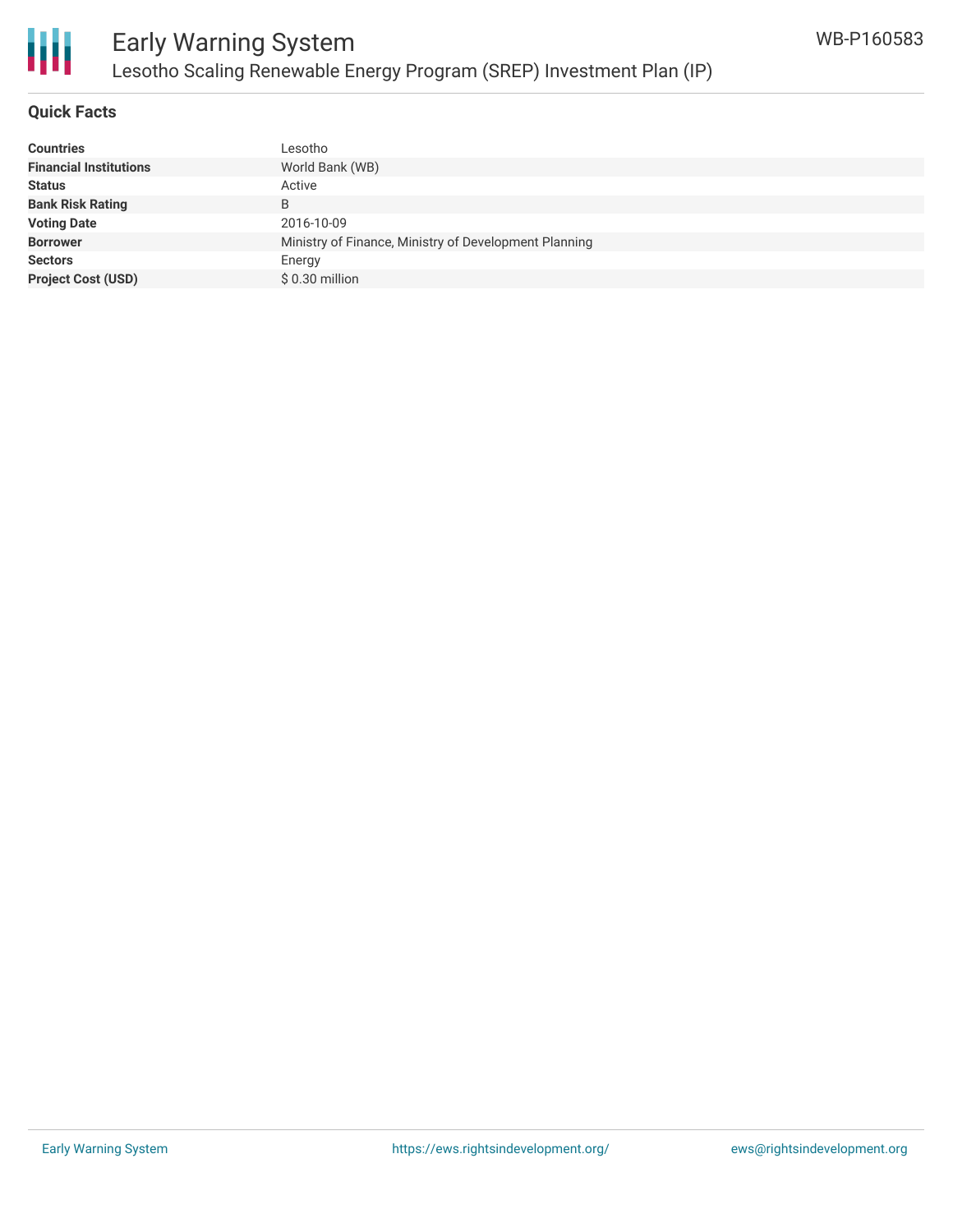## Quick Facts

| | |
|---|---|
| **Countries** | Lesotho |
| **Financial Institutions** | World Bank (WB) |
| **Status** | Active |
| **Bank Risk Rating** | B |
| **Voting Date** | 2016-10-09 |
| **Borrower** | Ministry of Finance, Ministry of Development Planning |
| **Sectors** | Energy |
| **Project Cost (USD)** | $ 0.30 million |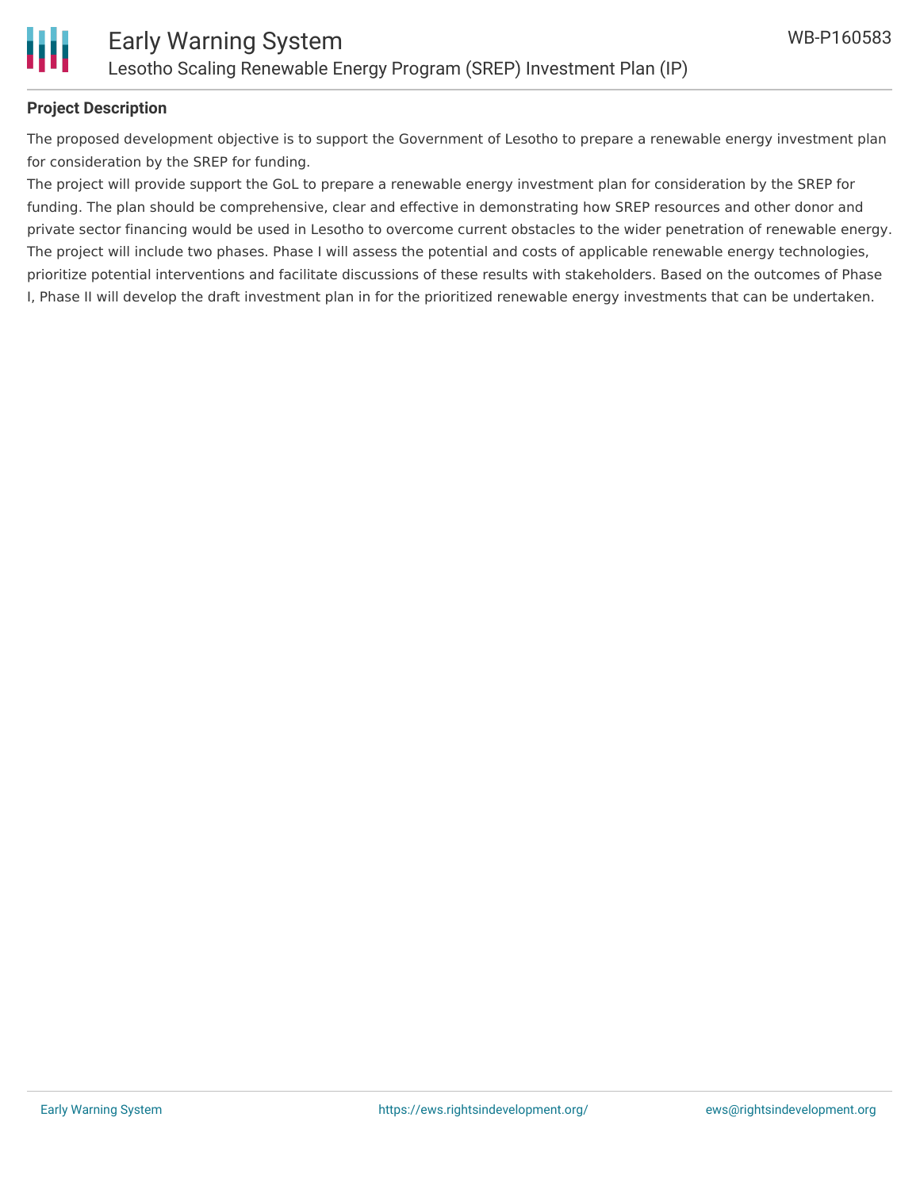## Project Description

The proposed development objective is to support the Government of Lesotho to prepare a renewable energy investment plan for consideration by the SREP for funding.

The project will provide support the GoL to prepare a renewable energy investment plan for consideration by the SREP for funding. The plan should be comprehensive, clear and effective in demonstrating how SREP resources and other donor and private sector financing would be used in Lesotho to overcome current obstacles to the wider penetration of renewable energy. The project will include two phases. Phase I will assess the potential and costs of applicable renewable energy technologies, prioritize potential interventions and facilitate discussions of these results with stakeholders. Based on the outcomes of Phase I, Phase II will develop the draft investment plan in for the prioritized renewable energy investments that can be undertaken.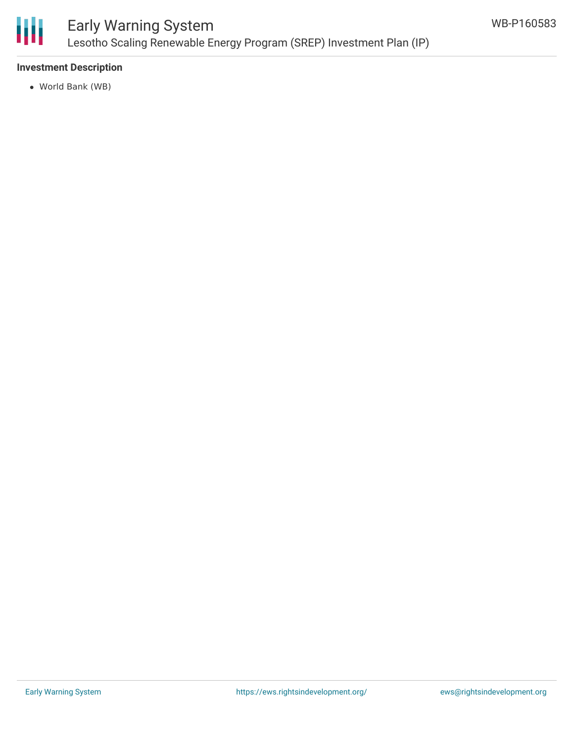### Investment Description

- World Bank (WB)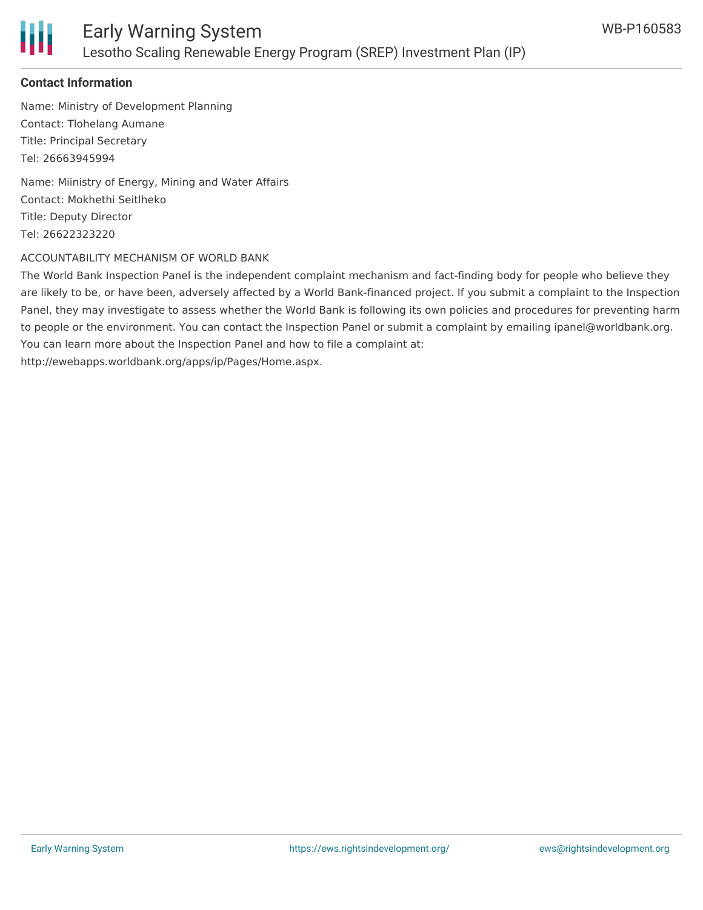**Contact Information**

Name: Ministry of Development Planning
Contact: Tlohelang Aumane
Title: Principal Secretary
Tel: 26663945994

Name: Miinistry of Energy, Mining and Water Affairs
Contact: Mokhethi Seitlheko
Title: Deputy Director
Tel: 26622323220

ACCOUNTABILITY MECHANISM OF WORLD BANK

The World Bank Inspection Panel is the independent complaint mechanism and fact-finding body for people who believe they are likely to be, or have been, adversely affected by a World Bank-financed project. If you submit a complaint to the Inspection Panel, they may investigate to assess whether the World Bank is following its own policies and procedures for preventing harm to people or the environment. You can contact the Inspection Panel or submit a complaint by emailing ipanel@worldbank.org. You can learn more about the Inspection Panel and how to file a complaint at: http://ewebapps.worldbank.org/apps/ip/Pages/Home.aspx.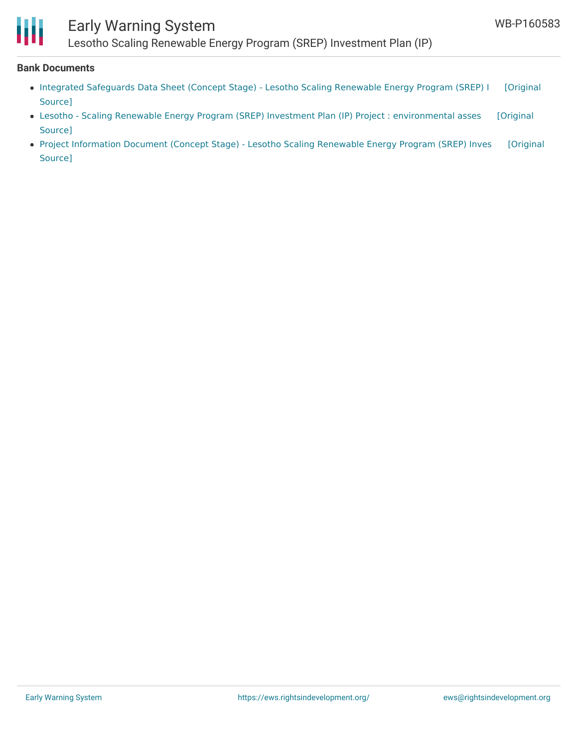**Bank Documents**

- Integrated Safeguards Data Sheet (Concept Stage) - Lesotho Scaling Renewable Energy Program (SREP) I [Original Source]
- Lesotho - Scaling Renewable Energy Program (SREP) Investment Plan (IP) Project : environmental asses [Original Source]
- Project Information Document (Concept Stage) - Lesotho Scaling Renewable Energy Program (SREP) Inves [Original Source]